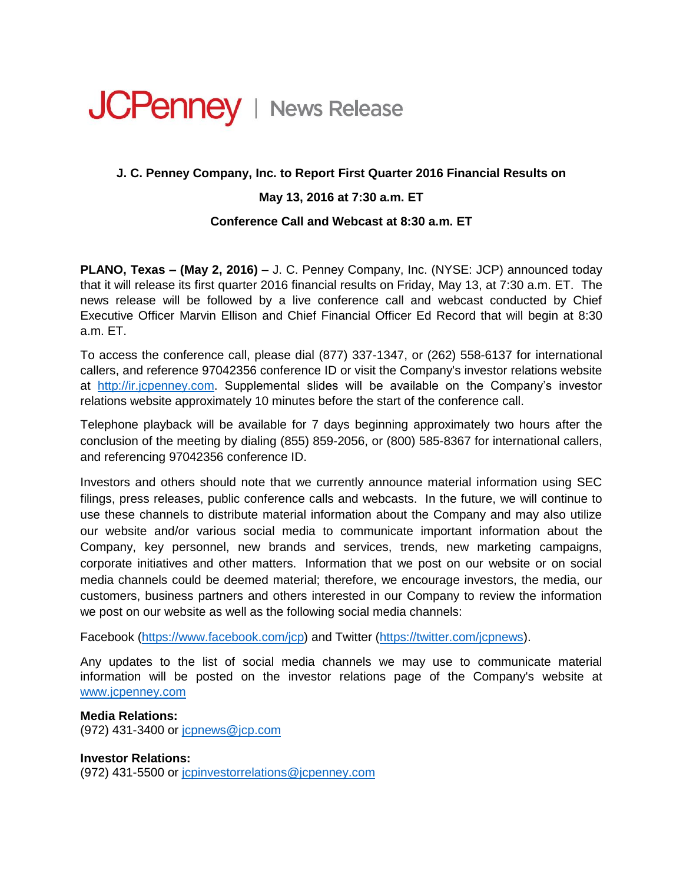# JCPenney | News Release

**J. C. Penney Company, Inc. to Report First Quarter 2016 Financial Results on**

**May 13, 2016 at 7:30 a.m. ET**

**Conference Call and Webcast at 8:30 a.m. ET**

**PLANO, Texas – (May 2, 2016)** – J. C. Penney Company, Inc. (NYSE: JCP) announced today that it will release its first quarter 2016 financial results on Friday, May 13, at 7:30 a.m. ET. The news release will be followed by a live conference call and webcast conducted by Chief Executive Officer Marvin Ellison and Chief Financial Officer Ed Record that will begin at 8:30 a.m. ET.

To access the conference call, please dial (877) 337-1347, or (262) 558-6137 for international callers, and reference 97042356 conference ID or visit the Company's investor relations website at http://ir.jcpenney.com. Supplemental slides will be available on the Company's investor relations website approximately 10 minutes before the start of the conference call.

Telephone playback will be available for 7 days beginning approximately two hours after the conclusion of the meeting by dialing (855) 859-2056, or (800) 585-8367 for international callers, and referencing 97042356 conference ID.

Investors and others should note that we currently announce material information using SEC filings, press releases, public conference calls and webcasts. In the future, we will continue to use these channels to distribute material information about the Company and may also utilize our website and/or various social media to communicate important information about the Company, key personnel, new brands and services, trends, new marketing campaigns, corporate initiatives and other matters. Information that we post on our website or on social media channels could be deemed material; therefore, we encourage investors, the media, our customers, business partners and others interested in our Company to review the information we post on our website as well as the following social media channels:

Facebook (https://www.facebook.com/jcp) and Twitter (https://twitter.com/jcpnews).

Any updates to the list of social media channels we may use to communicate material information will be posted on the investor relations page of the Company's website at www.jcpenney.com

**Media Relations:**
(972) 431-3400 or jcpnews@jcp.com

**Investor Relations:**
(972) 431-5500 or jcpinvestorrelations@jcpenney.com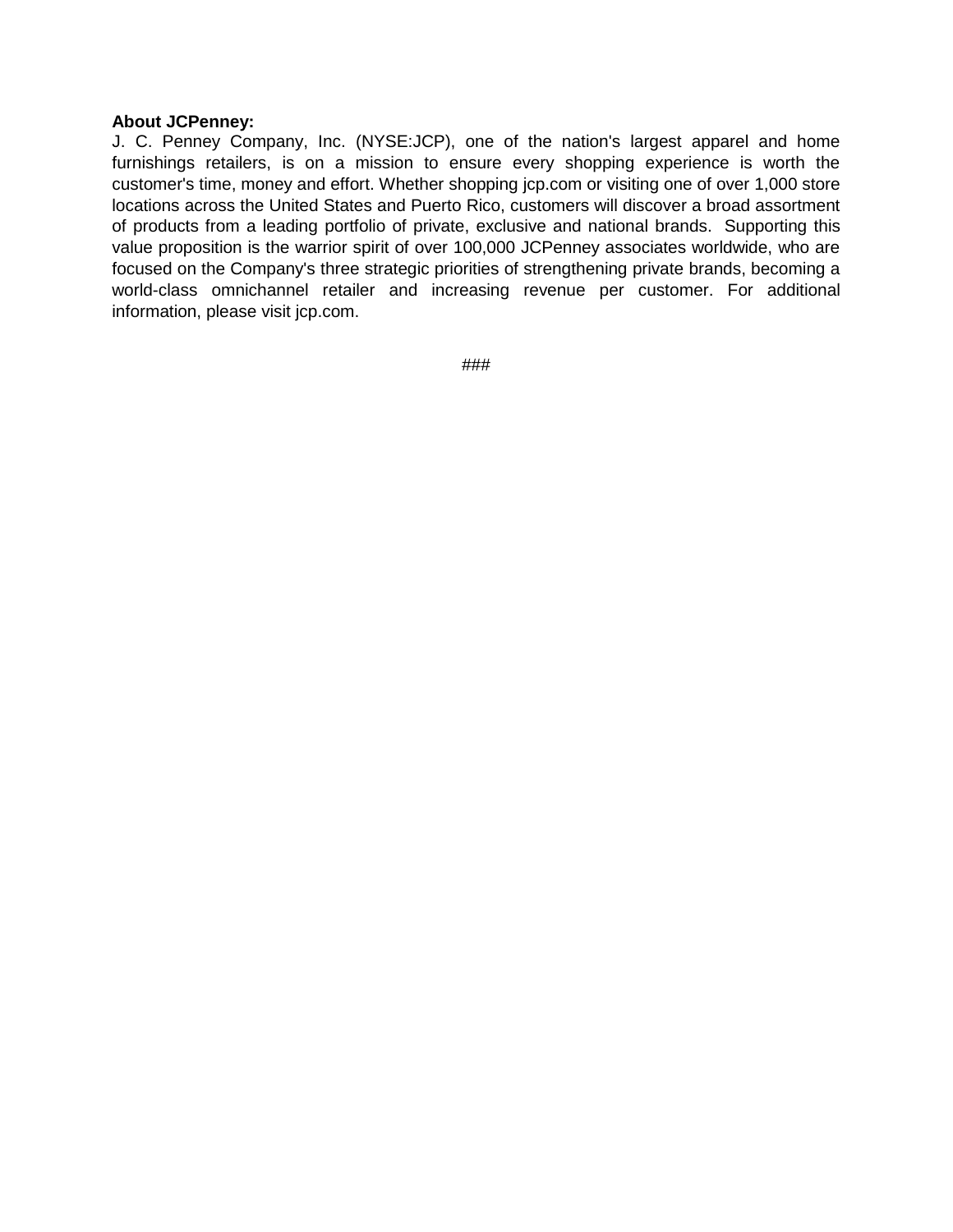**About JCPenney:**
J. C. Penney Company, Inc. (NYSE:JCP), one of the nation's largest apparel and home furnishings retailers, is on a mission to ensure every shopping experience is worth the customer's time, money and effort. Whether shopping jcp.com or visiting one of over 1,000 store locations across the United States and Puerto Rico, customers will discover a broad assortment of products from a leading portfolio of private, exclusive and national brands. Supporting this value proposition is the warrior spirit of over 100,000 JCPenney associates worldwide, who are focused on the Company's three strategic priorities of strengthening private brands, becoming a world-class omnichannel retailer and increasing revenue per customer. For additional information, please visit jcp.com.

###